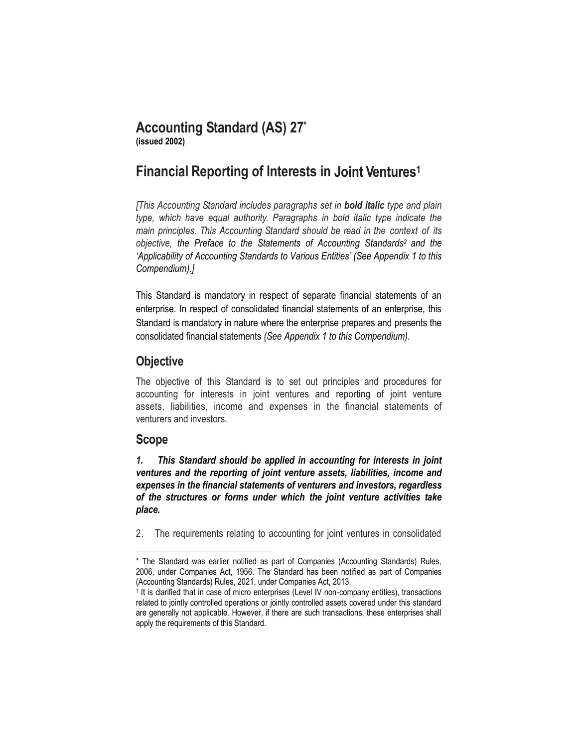# Accounting Standard (AS) 27*

**(issued 2002)**

# Financial Reporting of Interests in Joint Ventures[1]

*[This Accounting Standard includes paragraphs set in **bold italic** type and plain type, which have equal authority. Paragraphs in bold italic type indicate the main principles. This Accounting Standard should be read in the context of its objective, the Preface to the Statements of Accounting Standards[2] and the 'Applicability of Accounting Standards to Various Entities' (See Appendix 1 to this Compendium).]*

This Standard is mandatory in respect of separate financial statements of an enterprise. In respect of consolidated financial statements of an enterprise, this Standard is mandatory in nature where the enterprise prepares and presents the consolidated financial statements *(See Appendix 1 to this Compendium)*.

## Objective

The objective of this Standard is to set out principles and procedures for accounting for interests in joint ventures and reporting of joint venture assets, liabilities, income and expenses in the financial statements of venturers and investors.

## Scope

***1. This Standard should be applied in accounting for interests in joint ventures and the reporting of joint venture assets, liabilities, income and expenses in the financial statements of venturers and investors, regardless of the structures or forms under which the joint venture activities take place.***

2. The requirements relating to accounting for joint ventures in consolidated

---

\* The Standard was earlier notified as part of Companies (Accounting Standards) Rules, 2006, under Companies Act, 1956. The Standard has been notified as part of Companies (Accounting Standards) Rules, 2021, under Companies Act, 2013.

[1] It is clarified that in case of micro enterprises (Level IV non-company entities), transactions related to jointly controlled operations or jointly controlled assets covered under this standard are generally not applicable. However, if there are such transactions, these enterprises shall apply the requirements of this Standard.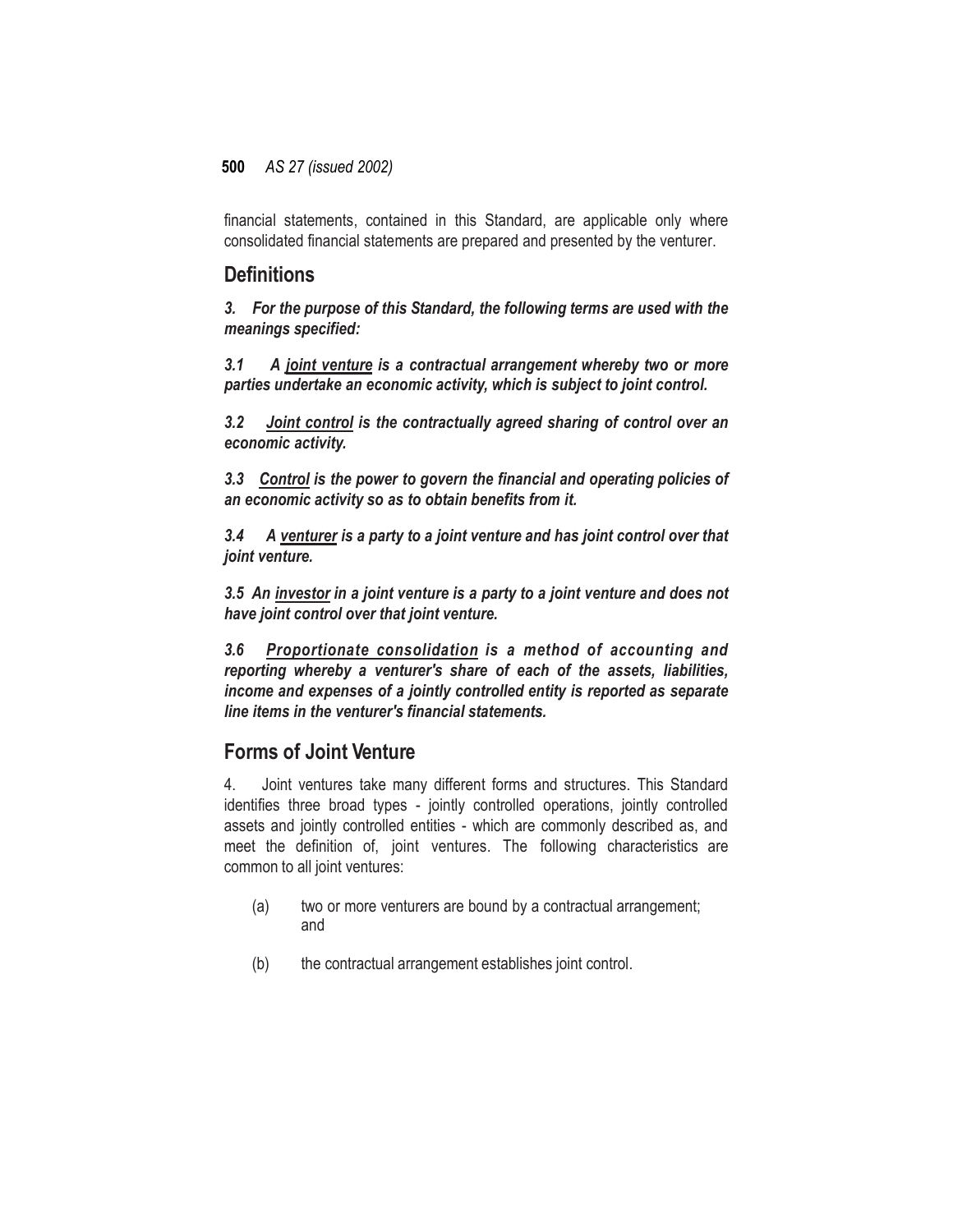financial statements, contained in this Standard, are applicable only where consolidated financial statements are prepared and presented by the venturer.

## Definitions

***3. For the purpose of this Standard, the following terms are used with the meanings specified:***

***3.1 A <u>joint venture</u> is a contractual arrangement whereby two or more parties undertake an economic activity, which is subject to joint control.***

***3.2 <u>Joint control</u> is the contractually agreed sharing of control over an economic activity.***

***3.3 <u>Control</u> is the power to govern the financial and operating policies of an economic activity so as to obtain benefits from it.***

***3.4 A <u>venturer</u> is a party to a joint venture and has joint control over that joint venture.***

***3.5 An <u>investor</u> in a joint venture is a party to a joint venture and does not have joint control over that joint venture.***

***3.6 <u>Proportionate consolidation</u> is a method of accounting and reporting whereby a venturer's share of each of the assets, liabilities, income and expenses of a jointly controlled entity is reported as separate line items in the venturer's financial statements.***

## Forms of Joint Venture

4. Joint ventures take many different forms and structures. This Standard identifies three broad types - jointly controlled operations, jointly controlled assets and jointly controlled entities - which are commonly described as, and meet the definition of, joint ventures. The following characteristics are common to all joint ventures:

(a) two or more venturers are bound by a contractual arrangement; and

(b) the contractual arrangement establishes joint control.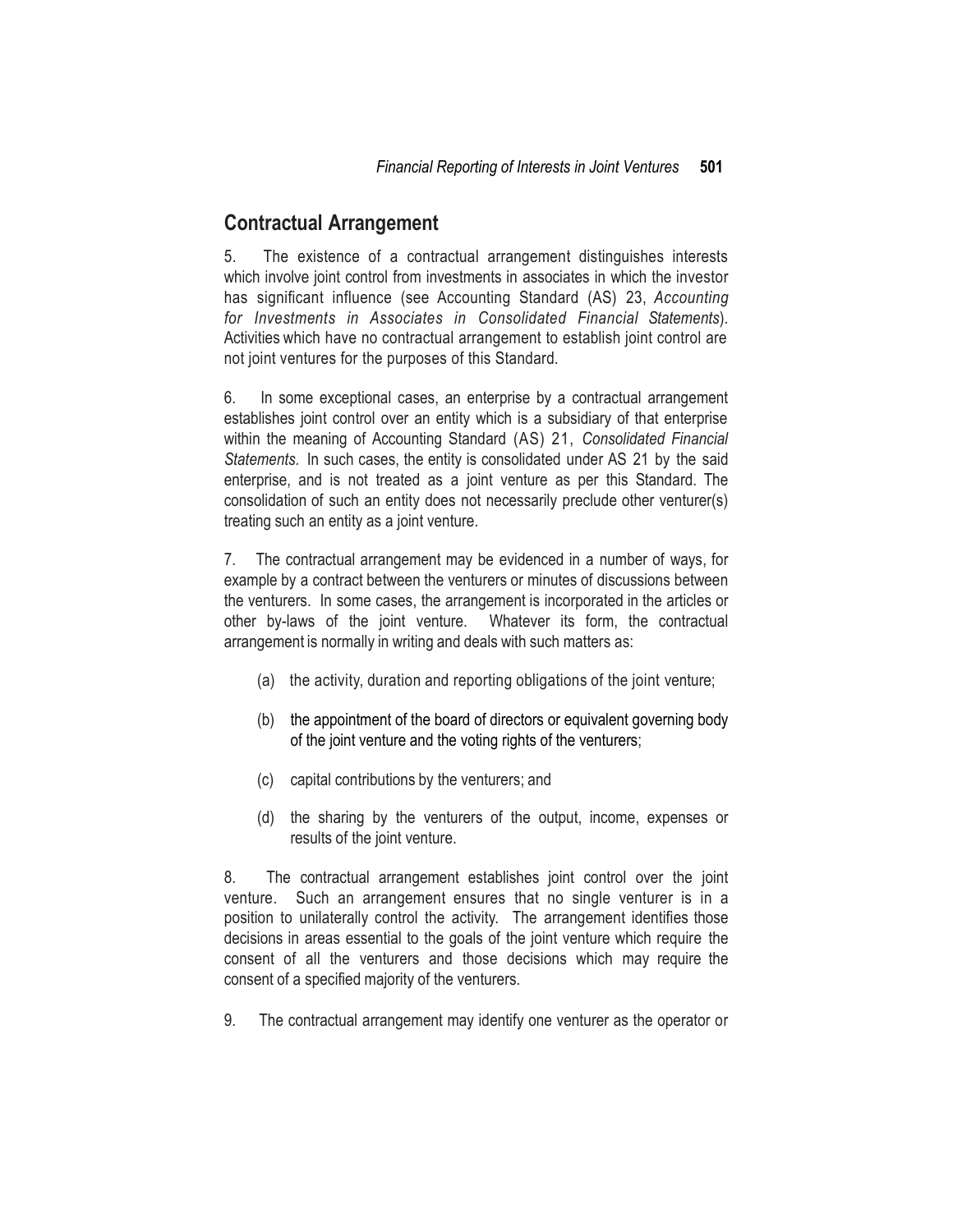## Contractual Arrangement

5. The existence of a contractual arrangement distinguishes interests which involve joint control from investments in associates in which the investor has significant influence (see Accounting Standard (AS) 23, *Accounting for Investments in Associates in Consolidated Financial Statements*). Activities which have no contractual arrangement to establish joint control are not joint ventures for the purposes of this Standard.

6. In some exceptional cases, an enterprise by a contractual arrangement establishes joint control over an entity which is a subsidiary of that enterprise within the meaning of Accounting Standard (AS) 21, *Consolidated Financial Statements.* In such cases, the entity is consolidated under AS 21 by the said enterprise, and is not treated as a joint venture as per this Standard. The consolidation of such an entity does not necessarily preclude other venturer(s) treating such an entity as a joint venture.

7. The contractual arrangement may be evidenced in a number of ways, for example by a contract between the venturers or minutes of discussions between the venturers. In some cases, the arrangement is incorporated in the articles or other by-laws of the joint venture. Whatever its form, the contractual arrangement is normally in writing and deals with such matters as:

(a) the activity, duration and reporting obligations of the joint venture;

(b) the appointment of the board of directors or equivalent governing body of the joint venture and the voting rights of the venturers;

(c) capital contributions by the venturers; and

(d) the sharing by the venturers of the output, income, expenses or results of the joint venture.

8. The contractual arrangement establishes joint control over the joint venture. Such an arrangement ensures that no single venturer is in a position to unilaterally control the activity. The arrangement identifies those decisions in areas essential to the goals of the joint venture which require the consent of all the venturers and those decisions which may require the consent of a specified majority of the venturers.

9. The contractual arrangement may identify one venturer as the operator or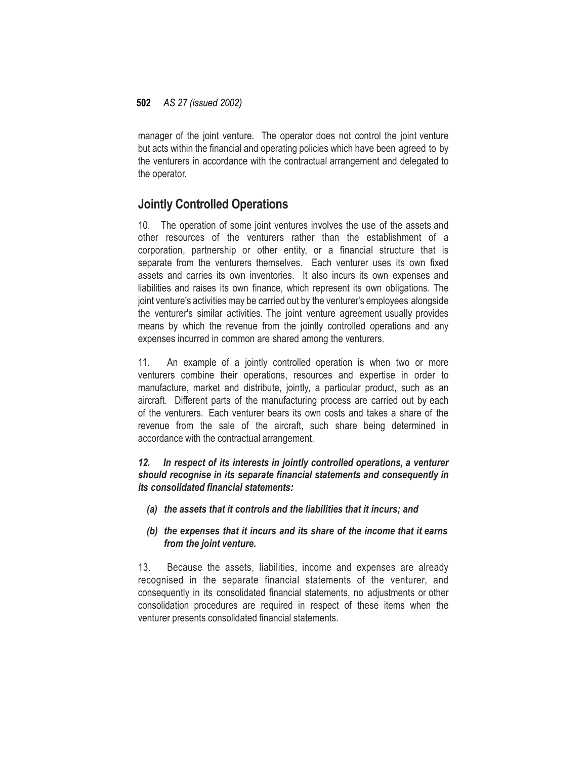manager of the joint venture. The operator does not control the joint venture but acts within the financial and operating policies which have been agreed to by the venturers in accordance with the contractual arrangement and delegated to the operator.

## Jointly Controlled Operations

10. The operation of some joint ventures involves the use of the assets and other resources of the venturers rather than the establishment of a corporation, partnership or other entity, or a financial structure that is separate from the venturers themselves. Each venturer uses its own fixed assets and carries its own inventories. It also incurs its own expenses and liabilities and raises its own finance, which represent its own obligations. The joint venture's activities may be carried out by the venturer's employees alongside the venturer's similar activities. The joint venture agreement usually provides means by which the revenue from the jointly controlled operations and any expenses incurred in common are shared among the venturers.

11. An example of a jointly controlled operation is when two or more venturers combine their operations, resources and expertise in order to manufacture, market and distribute, jointly, a particular product, such as an aircraft. Different parts of the manufacturing process are carried out by each of the venturers. Each venturer bears its own costs and takes a share of the revenue from the sale of the aircraft, such share being determined in accordance with the contractual arrangement.

***12. In respect of its interests in jointly controlled operations, a venturer should recognise in its separate financial statements and consequently in its consolidated financial statements:***

- ***(a) the assets that it controls and the liabilities that it incurs; and***
- ***(b) the expenses that it incurs and its share of the income that it earns from the joint venture.***

13. Because the assets, liabilities, income and expenses are already recognised in the separate financial statements of the venturer, and consequently in its consolidated financial statements, no adjustments or other consolidation procedures are required in respect of these items when the venturer presents consolidated financial statements.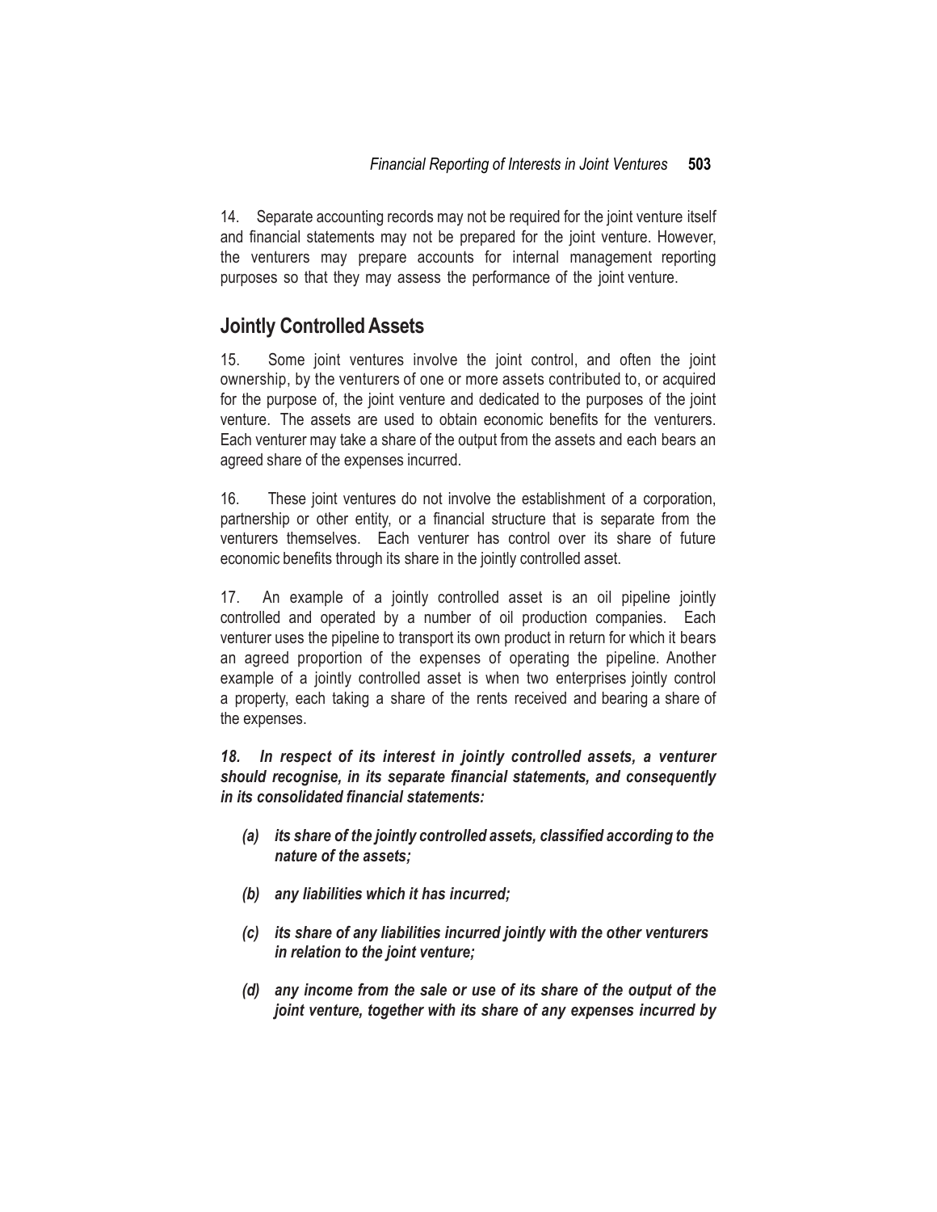14. Separate accounting records may not be required for the joint venture itself and financial statements may not be prepared for the joint venture. However, the venturers may prepare accounts for internal management reporting purposes so that they may assess the performance of the joint venture.

## Jointly Controlled Assets

15. Some joint ventures involve the joint control, and often the joint ownership, by the venturers of one or more assets contributed to, or acquired for the purpose of, the joint venture and dedicated to the purposes of the joint venture. The assets are used to obtain economic benefits for the venturers. Each venturer may take a share of the output from the assets and each bears an agreed share of the expenses incurred.

16. These joint ventures do not involve the establishment of a corporation, partnership or other entity, or a financial structure that is separate from the venturers themselves. Each venturer has control over its share of future economic benefits through its share in the jointly controlled asset.

17. An example of a jointly controlled asset is an oil pipeline jointly controlled and operated by a number of oil production companies. Each venturer uses the pipeline to transport its own product in return for which it bears an agreed proportion of the expenses of operating the pipeline. Another example of a jointly controlled asset is when two enterprises jointly control a property, each taking a share of the rents received and bearing a share of the expenses.

***18. In respect of its interest in jointly controlled assets, a venturer should recognise, in its separate financial statements, and consequently in its consolidated financial statements:***

- ***(a) its share of the jointly controlled assets, classified according to the nature of the assets;***
- ***(b) any liabilities which it has incurred;***
- ***(c) its share of any liabilities incurred jointly with the other venturers in relation to the joint venture;***
- ***(d) any income from the sale or use of its share of the output of the joint venture, together with its share of any expenses incurred by***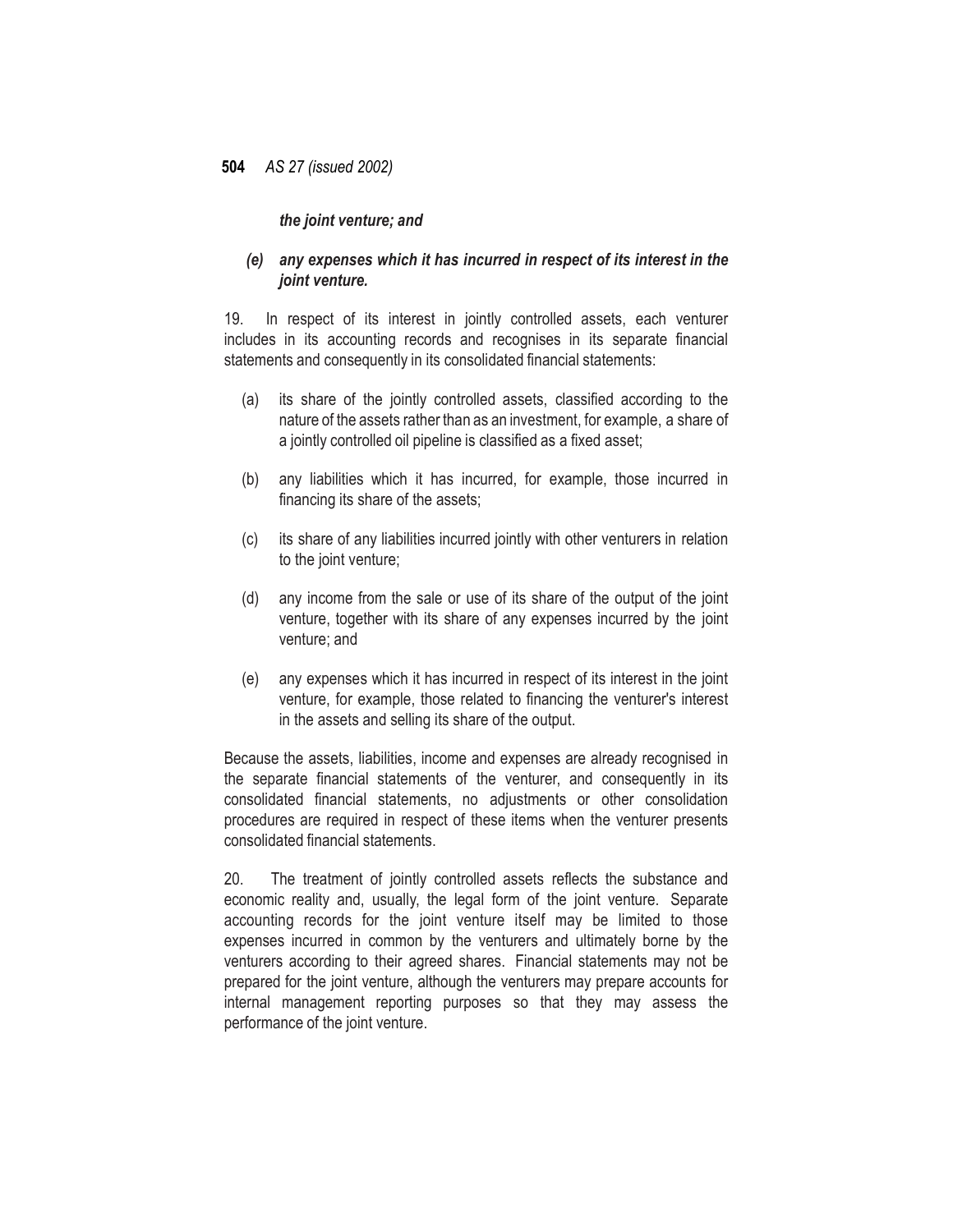***the joint venture; and***

***(e) any expenses which it has incurred in respect of its interest in the joint venture.***

19. In respect of its interest in jointly controlled assets, each venturer includes in its accounting records and recognises in its separate financial statements and consequently in its consolidated financial statements:

(a) its share of the jointly controlled assets, classified according to the nature of the assets rather than as an investment, for example, a share of a jointly controlled oil pipeline is classified as a fixed asset;

(b) any liabilities which it has incurred, for example, those incurred in financing its share of the assets;

(c) its share of any liabilities incurred jointly with other venturers in relation to the joint venture;

(d) any income from the sale or use of its share of the output of the joint venture, together with its share of any expenses incurred by the joint venture; and

(e) any expenses which it has incurred in respect of its interest in the joint venture, for example, those related to financing the venturer's interest in the assets and selling its share of the output.

Because the assets, liabilities, income and expenses are already recognised in the separate financial statements of the venturer, and consequently in its consolidated financial statements, no adjustments or other consolidation procedures are required in respect of these items when the venturer presents consolidated financial statements.

20. The treatment of jointly controlled assets reflects the substance and economic reality and, usually, the legal form of the joint venture. Separate accounting records for the joint venture itself may be limited to those expenses incurred in common by the venturers and ultimately borne by the venturers according to their agreed shares. Financial statements may not be prepared for the joint venture, although the venturers may prepare accounts for internal management reporting purposes so that they may assess the performance of the joint venture.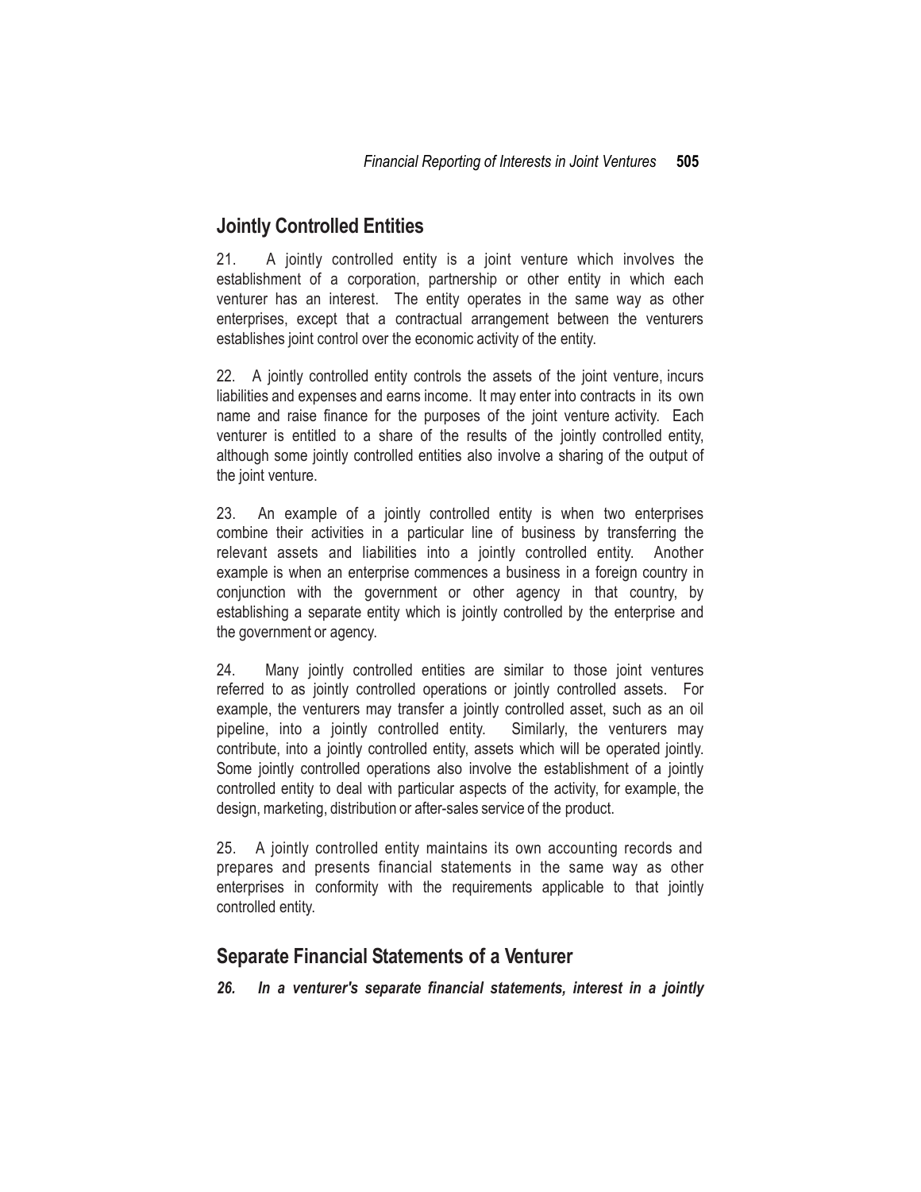## Jointly Controlled Entities

21. A jointly controlled entity is a joint venture which involves the establishment of a corporation, partnership or other entity in which each venturer has an interest. The entity operates in the same way as other enterprises, except that a contractual arrangement between the venturers establishes joint control over the economic activity of the entity.

22. A jointly controlled entity controls the assets of the joint venture, incurs liabilities and expenses and earns income. It may enter into contracts in its own name and raise finance for the purposes of the joint venture activity. Each venturer is entitled to a share of the results of the jointly controlled entity, although some jointly controlled entities also involve a sharing of the output of the joint venture.

23. An example of a jointly controlled entity is when two enterprises combine their activities in a particular line of business by transferring the relevant assets and liabilities into a jointly controlled entity. Another example is when an enterprise commences a business in a foreign country in conjunction with the government or other agency in that country, by establishing a separate entity which is jointly controlled by the enterprise and the government or agency.

24. Many jointly controlled entities are similar to those joint ventures referred to as jointly controlled operations or jointly controlled assets. For example, the venturers may transfer a jointly controlled asset, such as an oil pipeline, into a jointly controlled entity. Similarly, the venturers may contribute, into a jointly controlled entity, assets which will be operated jointly. Some jointly controlled operations also involve the establishment of a jointly controlled entity to deal with particular aspects of the activity, for example, the design, marketing, distribution or after-sales service of the product.

25. A jointly controlled entity maintains its own accounting records and prepares and presents financial statements in the same way as other enterprises in conformity with the requirements applicable to that jointly controlled entity.

## Separate Financial Statements of a Venturer

***26. In a venturer's separate financial statements, interest in a jointly***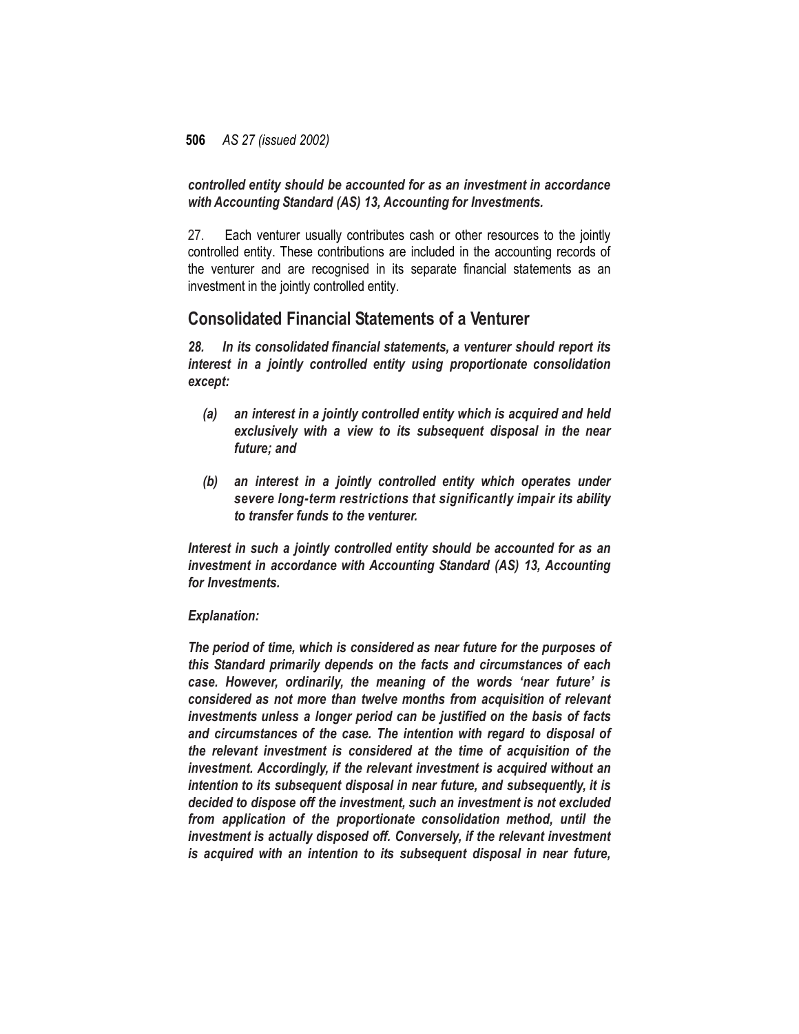***controlled entity should be accounted for as an investment in accordance with Accounting Standard (AS) 13, Accounting for Investments.***

27. Each venturer usually contributes cash or other resources to the jointly controlled entity. These contributions are included in the accounting records of the venturer and are recognised in its separate financial statements as an investment in the jointly controlled entity.

## Consolidated Financial Statements of a Venturer

***28. In its consolidated financial statements, a venturer should report its interest in a jointly controlled entity using proportionate consolidation except:***

***(a) an interest in a jointly controlled entity which is acquired and held exclusively with a view to its subsequent disposal in the near future; and***

***(b) an interest in a jointly controlled entity which operates under severe long-term restrictions that significantly impair its ability to transfer funds to the venturer.***

***Interest in such a jointly controlled entity should be accounted for as an investment in accordance with Accounting Standard (AS) 13, Accounting for Investments.***

***Explanation:***

***The period of time, which is considered as near future for the purposes of this Standard primarily depends on the facts and circumstances of each case. However, ordinarily, the meaning of the words 'near future' is considered as not more than twelve months from acquisition of relevant investments unless a longer period can be justified on the basis of facts and circumstances of the case. The intention with regard to disposal of the relevant investment is considered at the time of acquisition of the investment. Accordingly, if the relevant investment is acquired without an intention to its subsequent disposal in near future, and subsequently, it is decided to dispose off the investment, such an investment is not excluded from application of the proportionate consolidation method, until the investment is actually disposed off. Conversely, if the relevant investment is acquired with an intention to its subsequent disposal in near future,***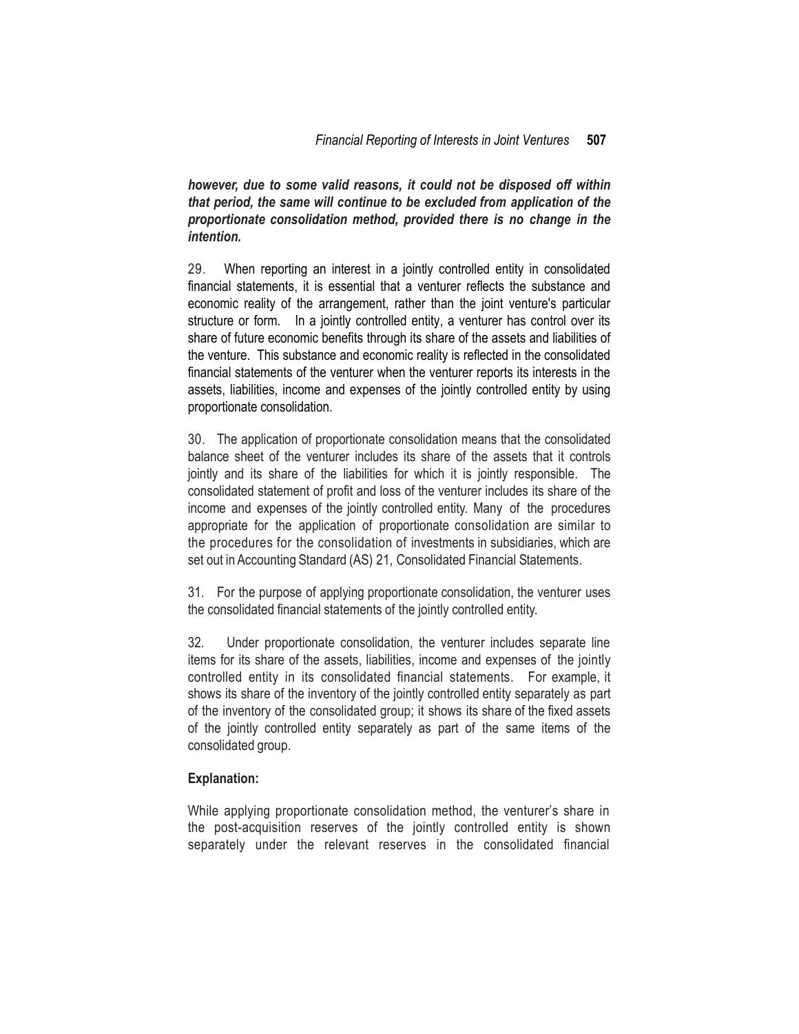***however, due to some valid reasons, it could not be disposed off within that period, the same will continue to be excluded from application of the proportionate consolidation method, provided there is no change in the intention.***

29. When reporting an interest in a jointly controlled entity in consolidated financial statements, it is essential that a venturer reflects the substance and economic reality of the arrangement, rather than the joint venture's particular structure or form. In a jointly controlled entity, a venturer has control over its share of future economic benefits through its share of the assets and liabilities of the venture. This substance and economic reality is reflected in the consolidated financial statements of the venturer when the venturer reports its interests in the assets, liabilities, income and expenses of the jointly controlled entity by using proportionate consolidation.

30. The application of proportionate consolidation means that the consolidated balance sheet of the venturer includes its share of the assets that it controls jointly and its share of the liabilities for which it is jointly responsible. The consolidated statement of profit and loss of the venturer includes its share of the income and expenses of the jointly controlled entity. Many of the procedures appropriate for the application of proportionate consolidation are similar to the procedures for the consolidation of investments in subsidiaries, which are set out in Accounting Standard (AS) 21, Consolidated Financial Statements.

31. For the purpose of applying proportionate consolidation, the venturer uses the consolidated financial statements of the jointly controlled entity.

32. Under proportionate consolidation, the venturer includes separate line items for its share of the assets, liabilities, income and expenses of the jointly controlled entity in its consolidated financial statements. For example, it shows its share of the inventory of the jointly controlled entity separately as part of the inventory of the consolidated group; it shows its share of the fixed assets of the jointly controlled entity separately as part of the same items of the consolidated group.

**Explanation:**

While applying proportionate consolidation method, the venturer's share in the post-acquisition reserves of the jointly controlled entity is shown separately under the relevant reserves in the consolidated financial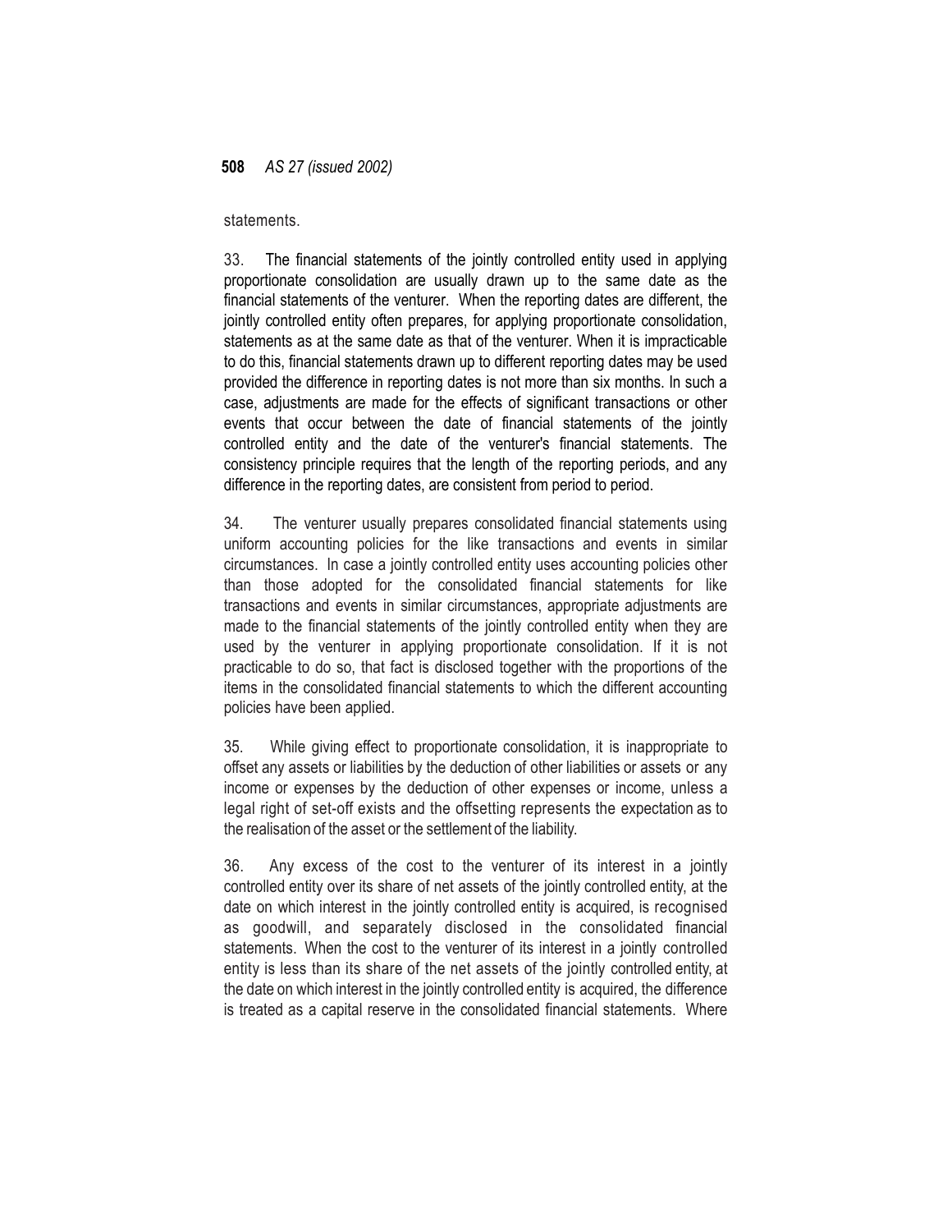statements.

33. The financial statements of the jointly controlled entity used in applying proportionate consolidation are usually drawn up to the same date as the financial statements of the venturer. When the reporting dates are different, the jointly controlled entity often prepares, for applying proportionate consolidation, statements as at the same date as that of the venturer. When it is impracticable to do this, financial statements drawn up to different reporting dates may be used provided the difference in reporting dates is not more than six months. In such a case, adjustments are made for the effects of significant transactions or other events that occur between the date of financial statements of the jointly controlled entity and the date of the venturer's financial statements. The consistency principle requires that the length of the reporting periods, and any difference in the reporting dates, are consistent from period to period.

34. The venturer usually prepares consolidated financial statements using uniform accounting policies for the like transactions and events in similar circumstances. In case a jointly controlled entity uses accounting policies other than those adopted for the consolidated financial statements for like transactions and events in similar circumstances, appropriate adjustments are made to the financial statements of the jointly controlled entity when they are used by the venturer in applying proportionate consolidation. If it is not practicable to do so, that fact is disclosed together with the proportions of the items in the consolidated financial statements to which the different accounting policies have been applied.

35. While giving effect to proportionate consolidation, it is inappropriate to offset any assets or liabilities by the deduction of other liabilities or assets or any income or expenses by the deduction of other expenses or income, unless a legal right of set-off exists and the offsetting represents the expectation as to the realisation of the asset or the settlement of the liability.

36. Any excess of the cost to the venturer of its interest in a jointly controlled entity over its share of net assets of the jointly controlled entity, at the date on which interest in the jointly controlled entity is acquired, is recognised as goodwill, and separately disclosed in the consolidated financial statements. When the cost to the venturer of its interest in a jointly controlled entity is less than its share of the net assets of the jointly controlled entity, at the date on which interest in the jointly controlled entity is acquired, the difference is treated as a capital reserve in the consolidated financial statements. Where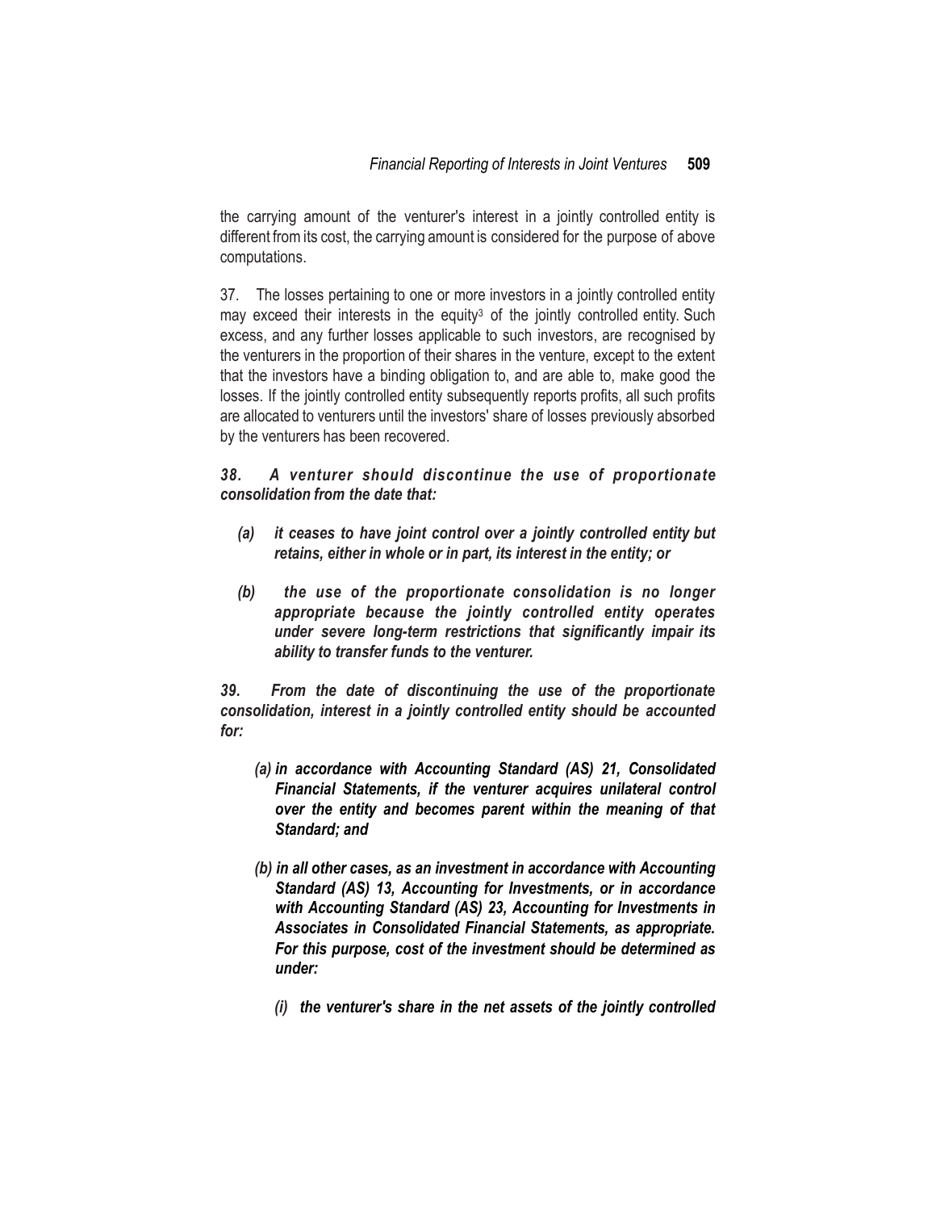the carrying amount of the venturer's interest in a jointly controlled entity is different from its cost, the carrying amount is considered for the purpose of above computations.

37. The losses pertaining to one or more investors in a jointly controlled entity may exceed their interests in the equity[3] of the jointly controlled entity. Such excess, and any further losses applicable to such investors, are recognised by the venturers in the proportion of their shares in the venture, except to the extent that the investors have a binding obligation to, and are able to, make good the losses. If the jointly controlled entity subsequently reports profits, all such profits are allocated to venturers until the investors' share of losses previously absorbed by the venturers has been recovered.

***38. A venturer should discontinue the use of proportionate consolidation from the date that:***

- ***(a) it ceases to have joint control over a jointly controlled entity but retains, either in whole or in part, its interest in the entity; or***
- ***(b) the use of the proportionate consolidation is no longer appropriate because the jointly controlled entity operates under severe long-term restrictions that significantly impair its ability to transfer funds to the venturer.***

***39. From the date of discontinuing the use of the proportionate consolidation, interest in a jointly controlled entity should be accounted for:***

- ***(a) in accordance with Accounting Standard (AS) 21, Consolidated Financial Statements, if the venturer acquires unilateral control over the entity and becomes parent within the meaning of that Standard; and***
- ***(b) in all other cases, as an investment in accordance with Accounting Standard (AS) 13, Accounting for Investments, or in accordance with Accounting Standard (AS) 23, Accounting for Investments in Associates in Consolidated Financial Statements, as appropriate. For this purpose, cost of the investment should be determined as under:***
    - ***(i) the venturer's share in the net assets of the jointly controlled***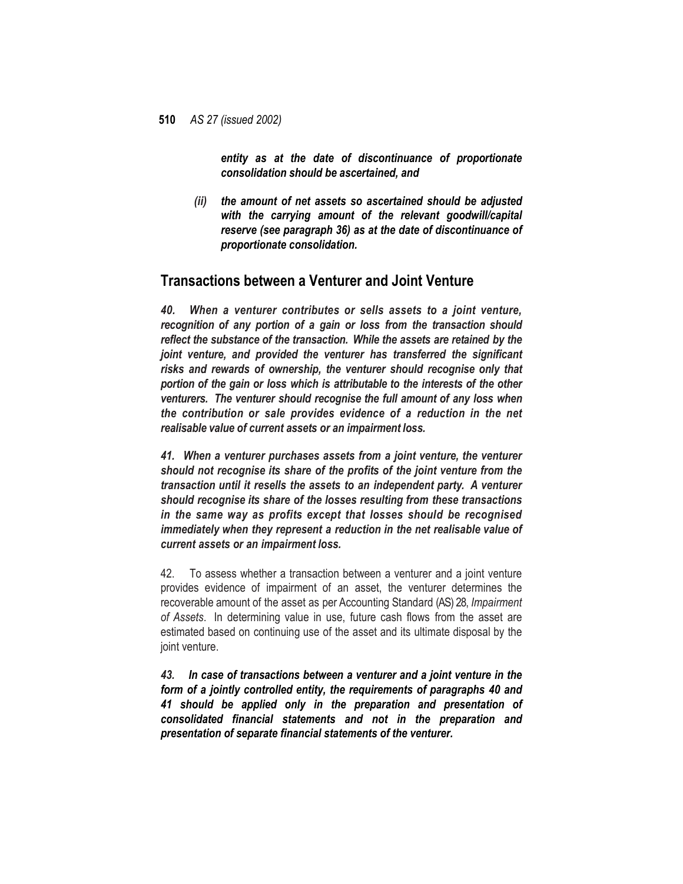***entity as at the date of discontinuance of proportionate consolidation should be ascertained, and***

***(ii) the amount of net assets so ascertained should be adjusted with the carrying amount of the relevant goodwill/capital reserve (see paragraph 36) as at the date of discontinuance of proportionate consolidation.***

## Transactions between a Venturer and Joint Venture

***40. When a venturer contributes or sells assets to a joint venture, recognition of any portion of a gain or loss from the transaction should reflect the substance of the transaction. While the assets are retained by the joint venture, and provided the venturer has transferred the significant risks and rewards of ownership, the venturer should recognise only that portion of the gain or loss which is attributable to the interests of the other venturers. The venturer should recognise the full amount of any loss when the contribution or sale provides evidence of a reduction in the net realisable value of current assets or an impairment loss.***

***41. When a venturer purchases assets from a joint venture, the venturer should not recognise its share of the profits of the joint venture from the transaction until it resells the assets to an independent party. A venturer should recognise its share of the losses resulting from these transactions in the same way as profits except that losses should be recognised immediately when they represent a reduction in the net realisable value of current assets or an impairment loss.***

42. To assess whether a transaction between a venturer and a joint venture provides evidence of impairment of an asset, the venturer determines the recoverable amount of the asset as per Accounting Standard (AS) 28, *Impairment of Assets*. In determining value in use, future cash flows from the asset are estimated based on continuing use of the asset and its ultimate disposal by the joint venture.

***43. In case of transactions between a venturer and a joint venture in the form of a jointly controlled entity, the requirements of paragraphs 40 and 41 should be applied only in the preparation and presentation of consolidated financial statements and not in the preparation and presentation of separate financial statements of the venturer.***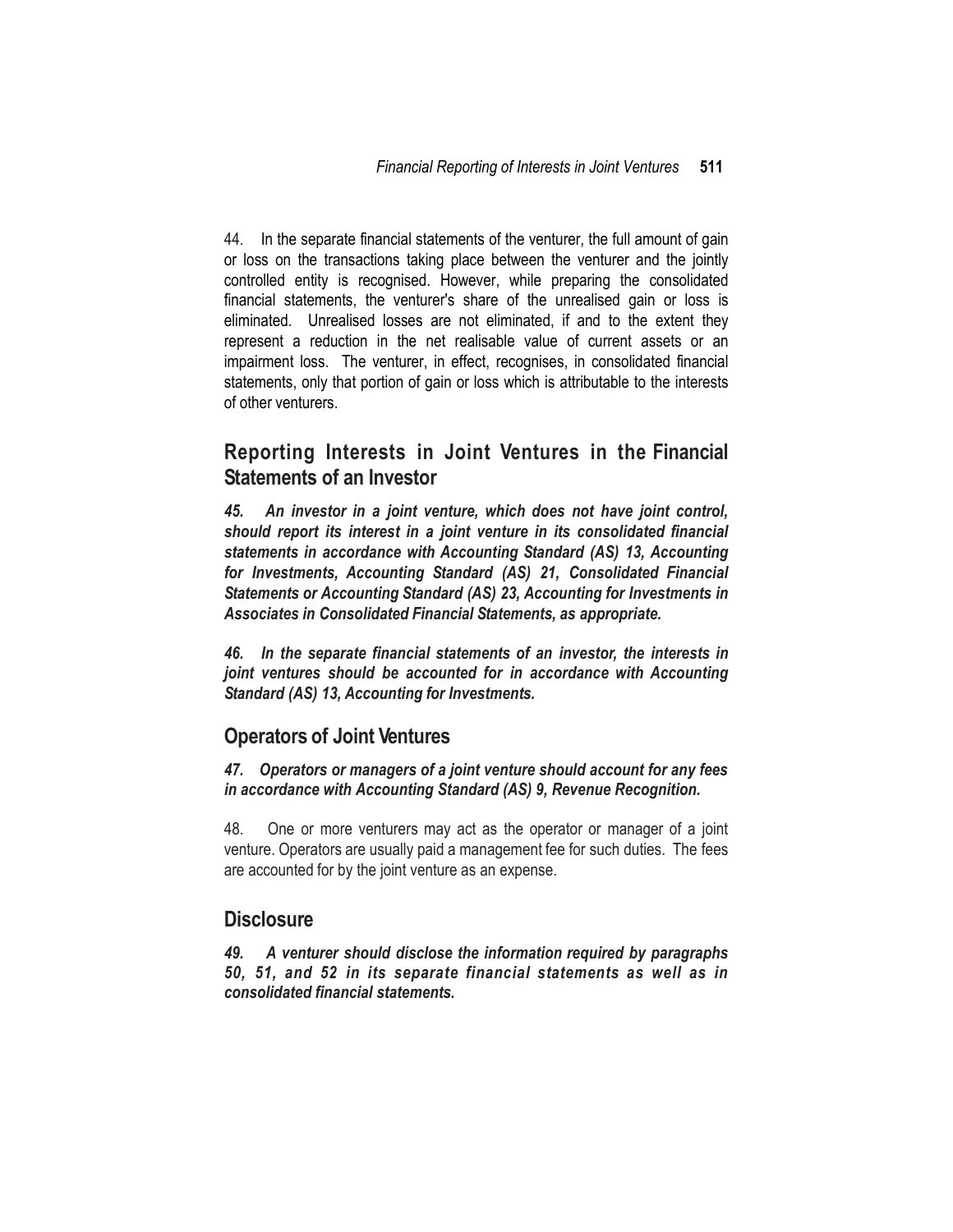44. In the separate financial statements of the venturer, the full amount of gain or loss on the transactions taking place between the venturer and the jointly controlled entity is recognised. However, while preparing the consolidated financial statements, the venturer's share of the unrealised gain or loss is eliminated. Unrealised losses are not eliminated, if and to the extent they represent a reduction in the net realisable value of current assets or an impairment loss. The venturer, in effect, recognises, in consolidated financial statements, only that portion of gain or loss which is attributable to the interests of other venturers.

## Reporting Interests in Joint Ventures in the Financial Statements of an Investor

***45. An investor in a joint venture, which does not have joint control, should report its interest in a joint venture in its consolidated financial statements in accordance with Accounting Standard (AS) 13, Accounting for Investments, Accounting Standard (AS) 21, Consolidated Financial Statements or Accounting Standard (AS) 23, Accounting for Investments in Associates in Consolidated Financial Statements, as appropriate.***

***46. In the separate financial statements of an investor, the interests in joint ventures should be accounted for in accordance with Accounting Standard (AS) 13, Accounting for Investments.***

## Operators of Joint Ventures

***47. Operators or managers of a joint venture should account for any fees in accordance with Accounting Standard (AS) 9, Revenue Recognition.***

48. One or more venturers may act as the operator or manager of a joint venture. Operators are usually paid a management fee for such duties. The fees are accounted for by the joint venture as an expense.

## Disclosure

***49. A venturer should disclose the information required by paragraphs 50, 51, and 52 in its separate financial statements as well as in consolidated financial statements.***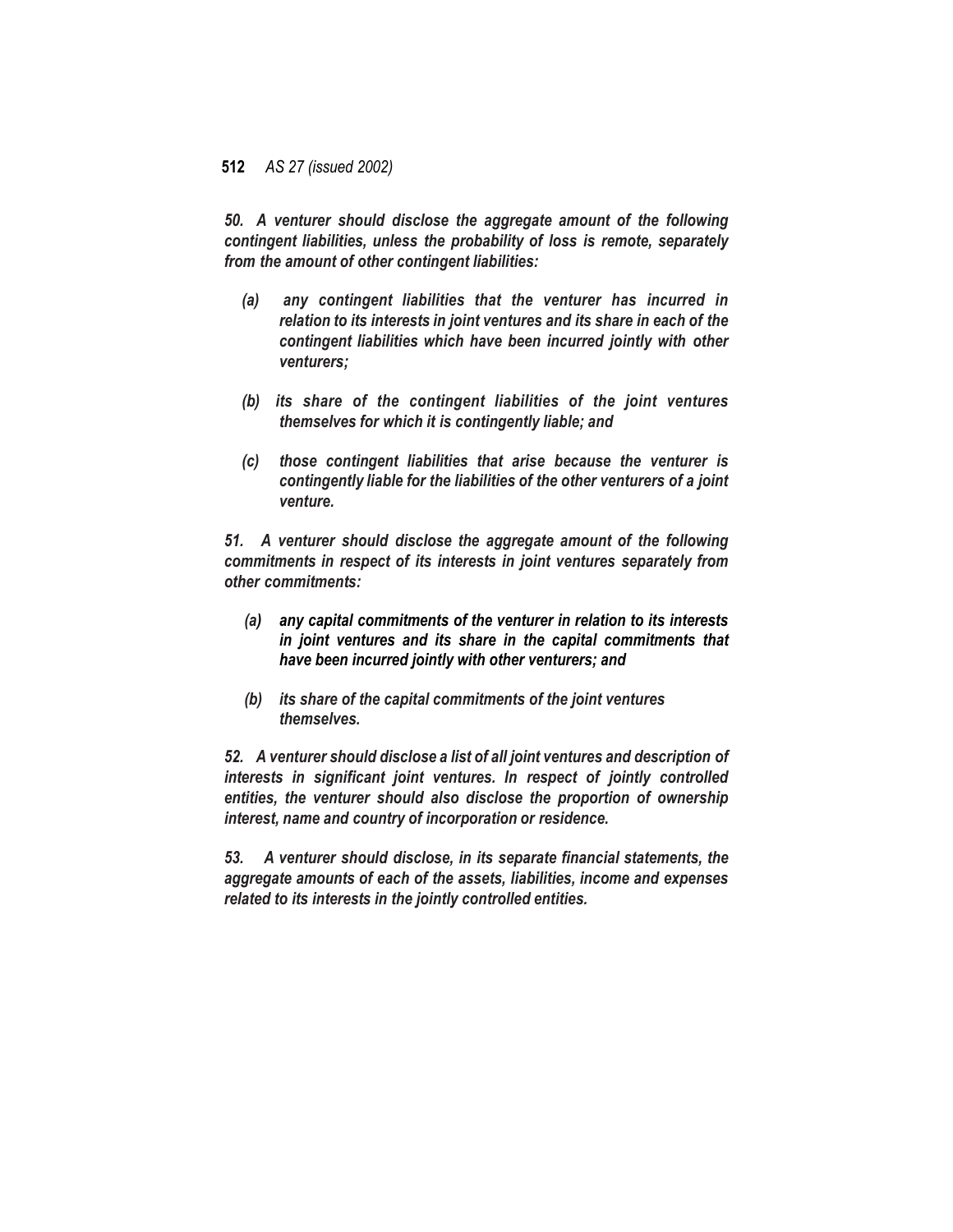***50. A venturer should disclose the aggregate amount of the following contingent liabilities, unless the probability of loss is remote, separately from the amount of other contingent liabilities:***

***(a) any contingent liabilities that the venturer has incurred in relation to its interests in joint ventures and its share in each of the contingent liabilities which have been incurred jointly with other venturers;***

***(b) its share of the contingent liabilities of the joint ventures themselves for which it is contingently liable; and***

***(c) those contingent liabilities that arise because the venturer is contingently liable for the liabilities of the other venturers of a joint venture.***

***51. A venturer should disclose the aggregate amount of the following commitments in respect of its interests in joint ventures separately from other commitments:***

***(a) any capital commitments of the venturer in relation to its interests in joint ventures and its share in the capital commitments that have been incurred jointly with other venturers; and***

***(b) its share of the capital commitments of the joint ventures themselves.***

***52. A venturer should disclose a list of all joint ventures and description of interests in significant joint ventures. In respect of jointly controlled entities, the venturer should also disclose the proportion of ownership interest, name and country of incorporation or residence.***

***53. A venturer should disclose, in its separate financial statements, the aggregate amounts of each of the assets, liabilities, income and expenses related to its interests in the jointly controlled entities.***